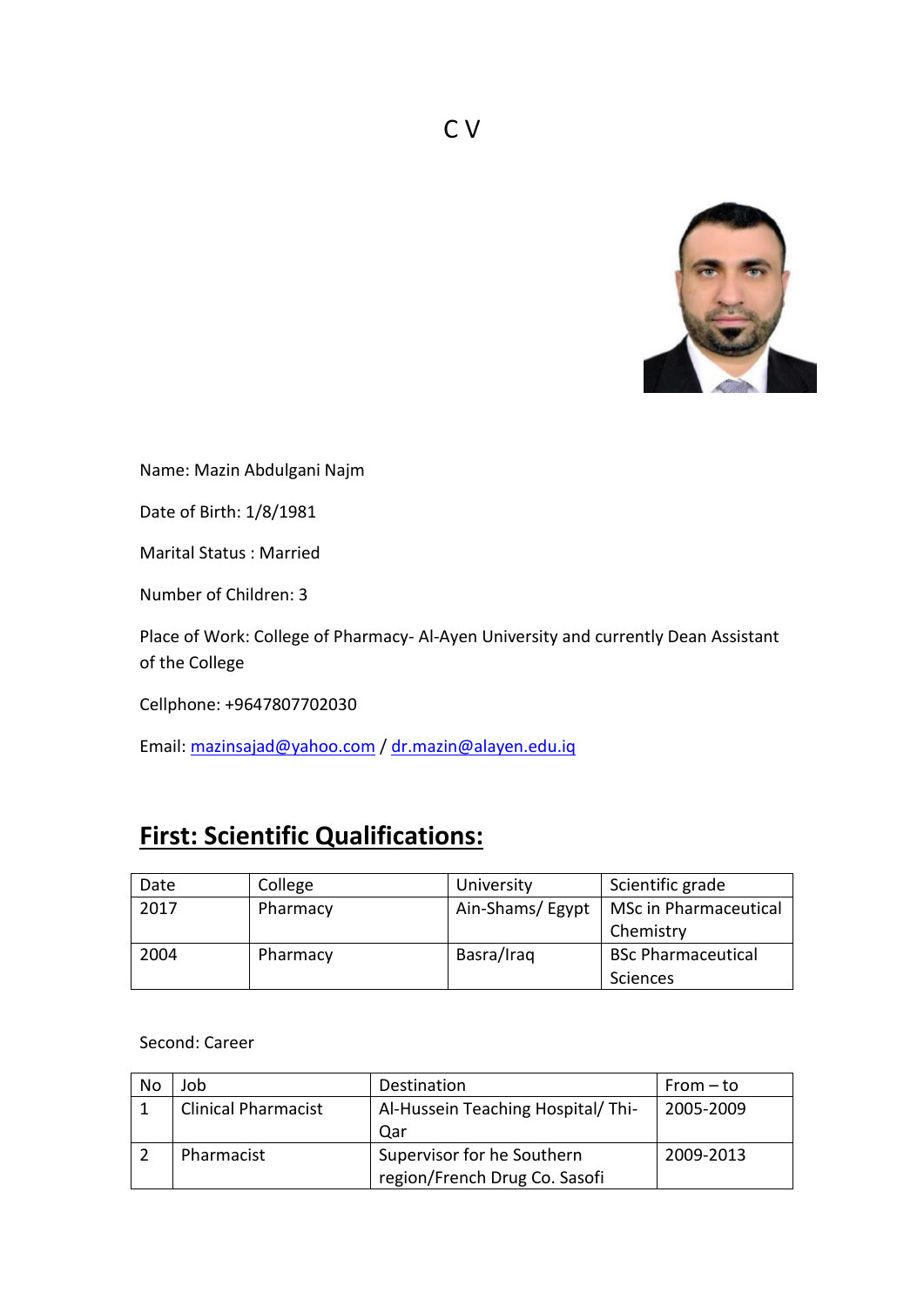# C V

Name: Mazin Abdulgani Najm

Date of Birth: 1/8/1981

Marital Status : Married

Number of Children: 3

Place of Work: College of Pharmacy- Al-Ayen University and currently Dean Assistant of the College

Cellphone: +9647807702030

Email: mazinsajad@yahoo.com / dr.mazin@alayen.edu.iq

## First: Scientific Qualifications:

| Date | College | University | Scientific grade |
|---|---|---|---|
| 2017 | Pharmacy | Ain-Shams/ Egypt | MSc in Pharmaceutical Chemistry |
| 2004 | Pharmacy | Basra/Iraq | BSc Pharmaceutical Sciences |

Second: Career

| No | Job | Destination | From – to |
|---|---|---|---|
| 1 | Clinical Pharmacist | Al-Hussein Teaching Hospital/ Thi-Qar | 2005-2009 |
| 2 | Pharmacist | Supervisor for he Southern region/French Drug Co. Sasofi | 2009-2013 |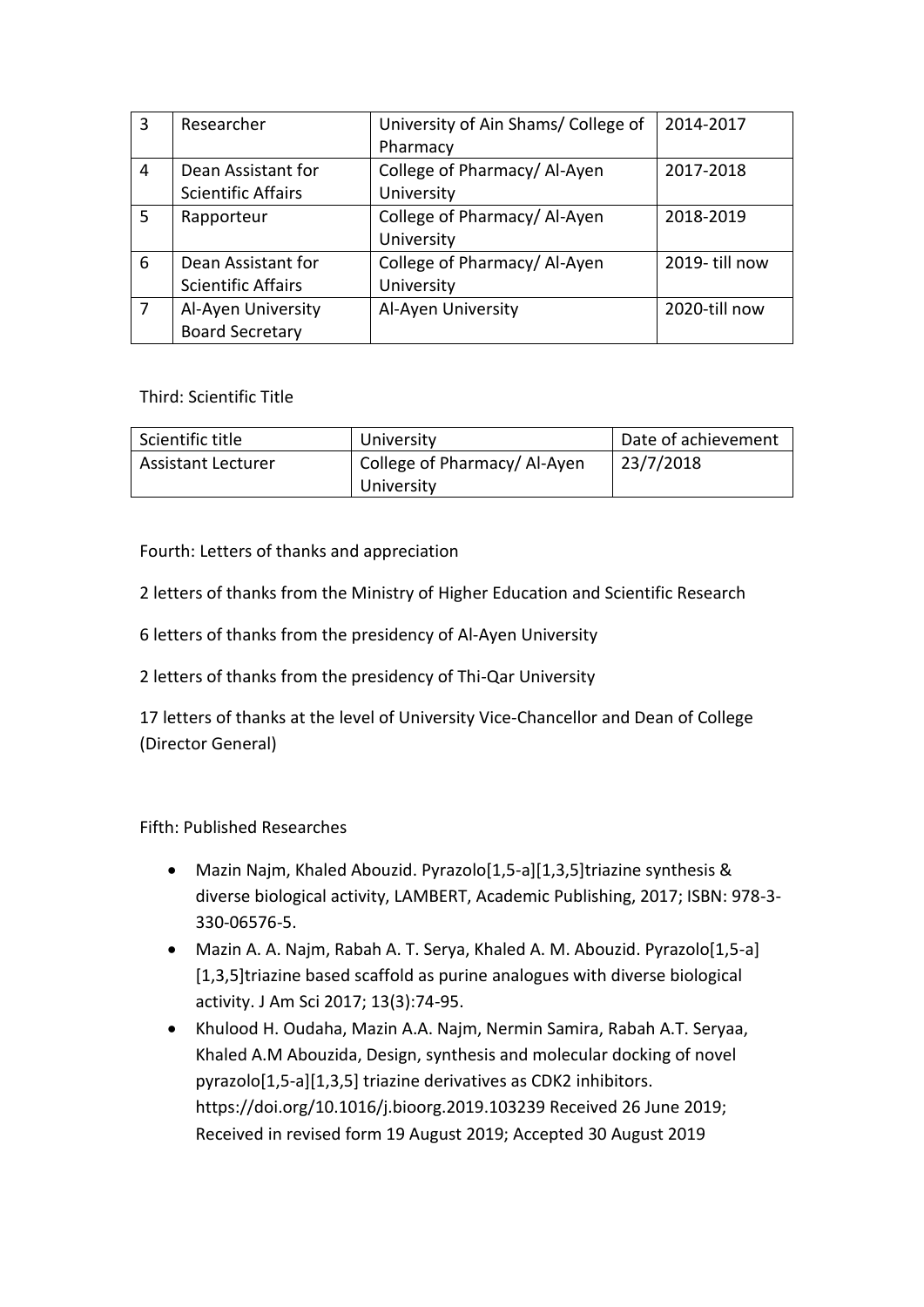| 3 | Researcher | University of Ain Shams/ College of Pharmacy | 2014-2017 |
|---|---|---|---|
| 4 | Dean Assistant for Scientific Affairs | College of Pharmacy/ Al-Ayen University | 2017-2018 |
| 5 | Rapporteur | College of Pharmacy/ Al-Ayen University | 2018-2019 |
| 6 | Dean Assistant for Scientific Affairs | College of Pharmacy/ Al-Ayen University | 2019- till now |
| 7 | Al-Ayen University Board Secretary | Al-Ayen University | 2020-till now |

Third: Scientific Title

| Scientific title | University | Date of achievement |
|---|---|---|
| Assistant Lecturer | College of Pharmacy/ Al-Ayen University | 23/7/2018 |

Fourth: Letters of thanks and appreciation

2 letters of thanks from the Ministry of Higher Education and Scientific Research

6 letters of thanks from the presidency of Al-Ayen University

2 letters of thanks from the presidency of Thi-Qar University

17 letters of thanks at the level of University Vice-Chancellor and Dean of College (Director General)

Fifth: Published Researches

- Mazin Najm, Khaled Abouzid. Pyrazolo[1,5-a][1,3,5]triazine synthesis & diverse biological activity, LAMBERT, Academic Publishing, 2017; ISBN: 978-3-330-06576-5.
- Mazin A. A. Najm, Rabah A. T. Serya, Khaled A. M. Abouzid. Pyrazolo[1,5-a][1,3,5]triazine based scaffold as purine analogues with diverse biological activity. J Am Sci 2017; 13(3):74-95.
- Khulood H. Oudaha, Mazin A.A. Najm, Nermin Samira, Rabah A.T. Seryaa, Khaled A.M Abouzida, Design, synthesis and molecular docking of novel pyrazolo[1,5-a][1,3,5] triazine derivatives as CDK2 inhibitors. https://doi.org/10.1016/j.bioorg.2019.103239 Received 26 June 2019; Received in revised form 19 August 2019; Accepted 30 August 2019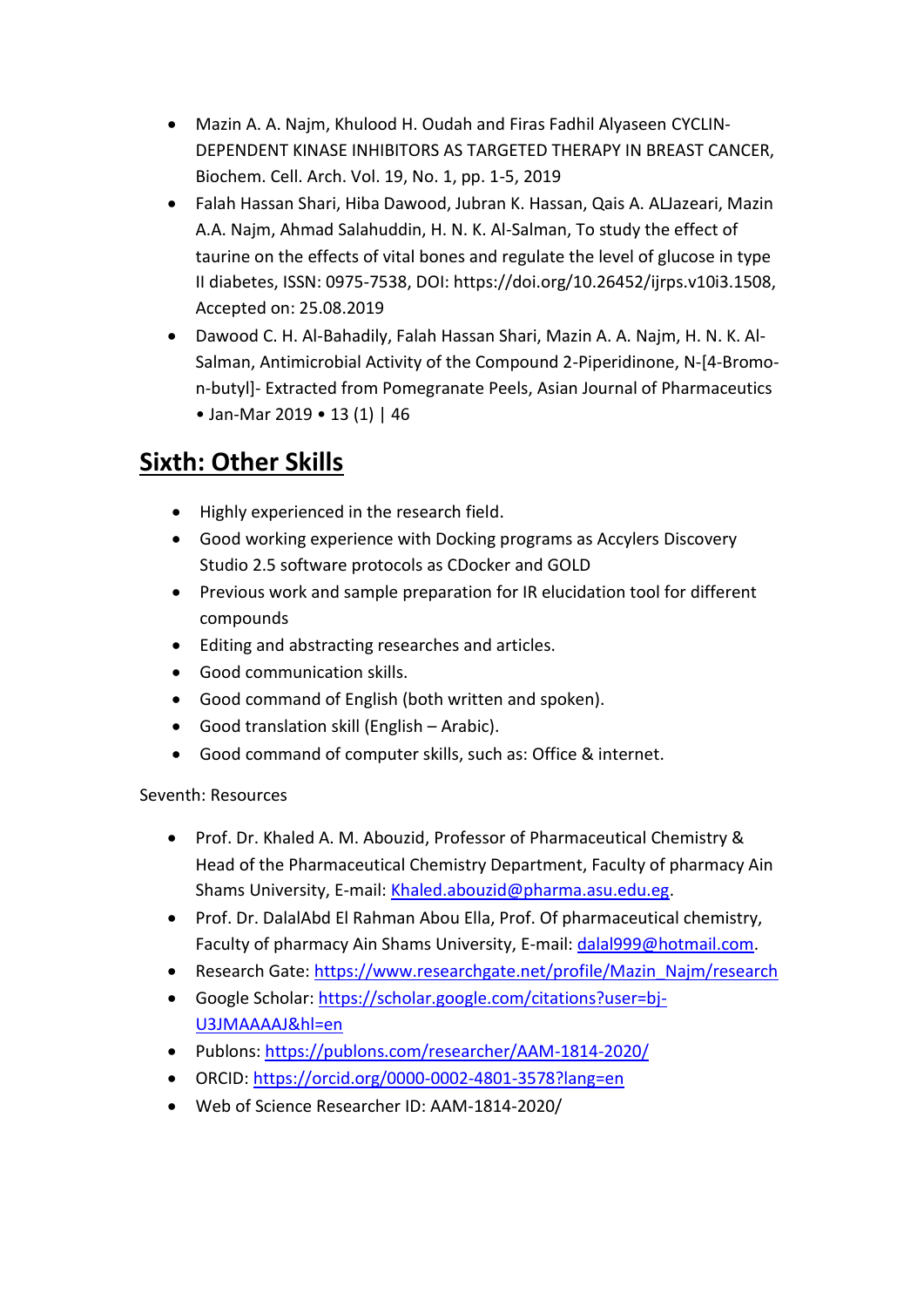- Mazin A. A. Najm, Khulood H. Oudah and Firas Fadhil Alyaseen CYCLIN-DEPENDENT KINASE INHIBITORS AS TARGETED THERAPY IN BREAST CANCER, Biochem. Cell. Arch. Vol. 19, No. 1, pp. 1-5, 2019
- Falah Hassan Shari, Hiba Dawood, Jubran K. Hassan, Qais A. ALJazeari, Mazin A.A. Najm, Ahmad Salahuddin, H. N. K. Al-Salman, To study the effect of taurine on the effects of vital bones and regulate the level of glucose in type II diabetes, ISSN: 0975-7538, DOI: https://doi.org/10.26452/ijrps.v10i3.1508, Accepted on: 25.08.2019
- Dawood C. H. Al-Bahadily, Falah Hassan Shari, Mazin A. A. Najm, H. N. K. Al-Salman, Antimicrobial Activity of the Compound 2-Piperidinone, N-[4-Bromo-n-butyl]- Extracted from Pomegranate Peels, Asian Journal of Pharmaceutics • Jan-Mar 2019 • 13 (1) | 46

## Sixth: Other Skills

- Highly experienced in the research field.
- Good working experience with Docking programs as Accylers Discovery Studio 2.5 software protocols as CDocker and GOLD
- Previous work and sample preparation for IR elucidation tool for different compounds
- Editing and abstracting researches and articles.
- Good communication skills.
- Good command of English (both written and spoken).
- Good translation skill (English – Arabic).
- Good command of computer skills, such as: Office & internet.

Seventh: Resources

- Prof. Dr. Khaled A. M. Abouzid, Professor of Pharmaceutical Chemistry & Head of the Pharmaceutical Chemistry Department, Faculty of pharmacy Ain Shams University, E-mail: [Khaled.abouzid@pharma.asu.edu.eg](mailto:Khaled.abouzid@pharma.asu.edu.eg).
- Prof. Dr. DalalAbd El Rahman Abou Ella, Prof. Of pharmaceutical chemistry, Faculty of pharmacy Ain Shams University, E-mail: [dalal999@hotmail.com](mailto:dalal999@hotmail.com).
- Research Gate: [https://www.researchgate.net/profile/Mazin_Najm/research](https://www.researchgate.net/profile/Mazin_Najm/research)
- Google Scholar: [https://scholar.google.com/citations?user=bj-U3JMAAAAJ&hl=en](https://scholar.google.com/citations?user=bj-U3JMAAAAJ&hl=en)
- Publons: [https://publons.com/researcher/AAM-1814-2020/](https://publons.com/researcher/AAM-1814-2020/)
- ORCID: [https://orcid.org/0000-0002-4801-3578?lang=en](https://orcid.org/0000-0002-4801-3578?lang=en)
- Web of Science Researcher ID: AAM-1814-2020/